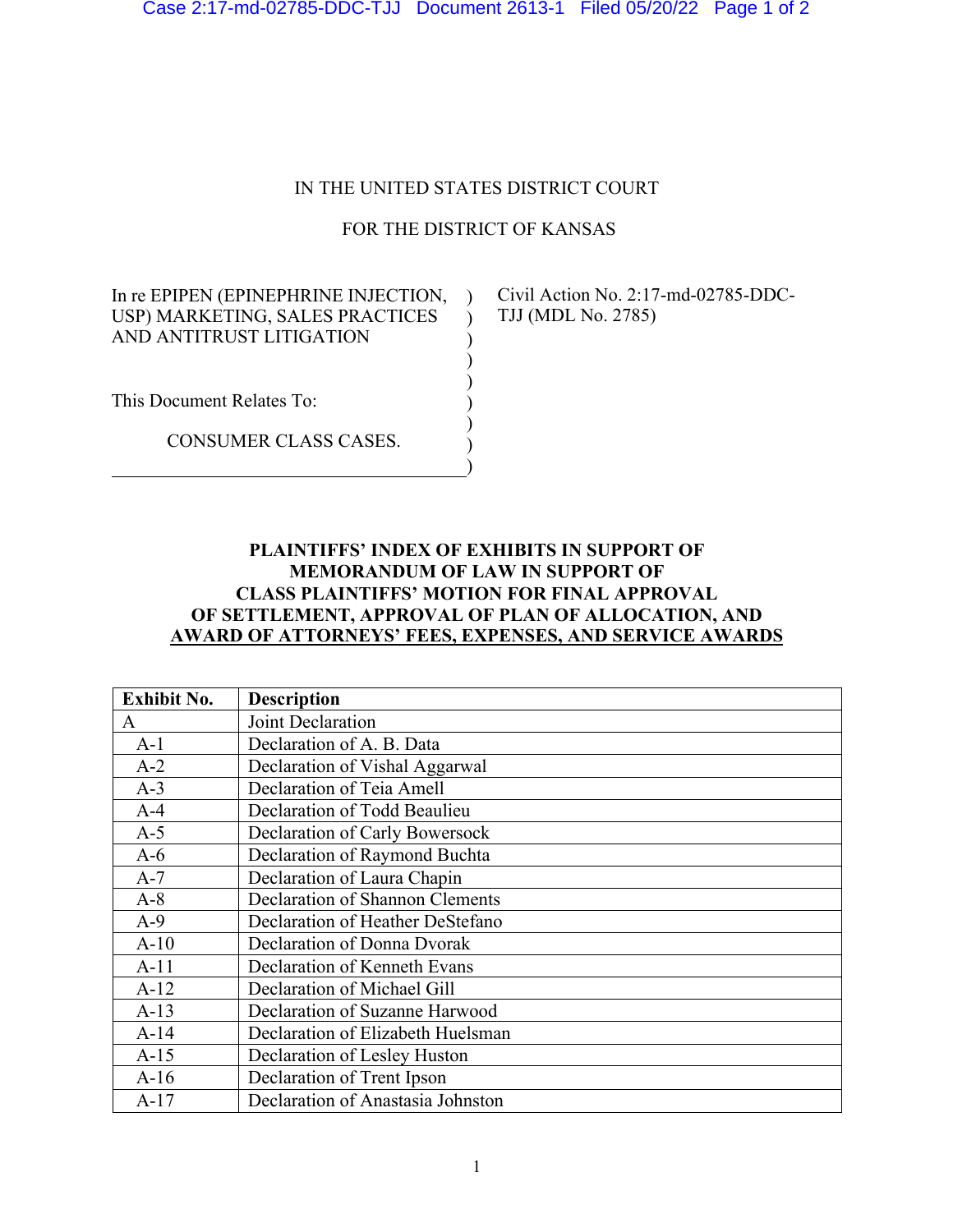IN THE UNITED STATES DISTRICT COURT

FOR THE DISTRICT OF KANSAS

In re EPIPEN (EPINEPHRINE INJECTION, USP) MARKETING, SALES PRACTICES AND ANTITRUST LITIGATION

This Document Relates To:

CONSUMER CLASS CASES.

Civil Action No. 2:17-md-02785-DDC-TJJ (MDL No. 2785)

**PLAINTIFFS' INDEX OF EXHIBITS IN SUPPORT OF MEMORANDUM OF LAW IN SUPPORT OF CLASS PLAINTIFFS' MOTION FOR FINAL APPROVAL OF SETTLEMENT, APPROVAL OF PLAN OF ALLOCATION, AND AWARD OF ATTORNEYS' FEES, EXPENSES, AND SERVICE AWARDS**

| Exhibit No. | Description |
|---|---|
| A | Joint Declaration |
| A-1 | Declaration of A. B. Data |
| A-2 | Declaration of Vishal Aggarwal |
| A-3 | Declaration of Teia Amell |
| A-4 | Declaration of Todd Beaulieu |
| A-5 | Declaration of Carly Bowersock |
| A-6 | Declaration of Raymond Buchta |
| A-7 | Declaration of Laura Chapin |
| A-8 | Declaration of Shannon Clements |
| A-9 | Declaration of Heather DeStefano |
| A-10 | Declaration of Donna Dvorak |
| A-11 | Declaration of Kenneth Evans |
| A-12 | Declaration of Michael Gill |
| A-13 | Declaration of Suzanne Harwood |
| A-14 | Declaration of Elizabeth Huelsman |
| A-15 | Declaration of Lesley Huston |
| A-16 | Declaration of Trent Ipson |
| A-17 | Declaration of Anastasia Johnston |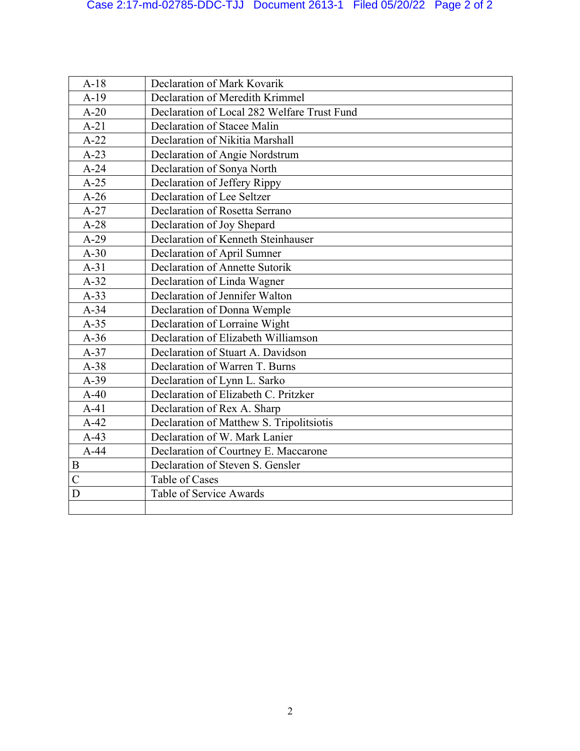| | |
|---|---|
| A-18 | Declaration of Mark Kovarik |
| A-19 | Declaration of Meredith Krimmel |
| A-20 | Declaration of Local 282 Welfare Trust Fund |
| A-21 | Declaration of Stacee Malin |
| A-22 | Declaration of Nikitia Marshall |
| A-23 | Declaration of Angie Nordstrum |
| A-24 | Declaration of Sonya North |
| A-25 | Declaration of Jeffery Rippy |
| A-26 | Declaration of Lee Seltzer |
| A-27 | Declaration of Rosetta Serrano |
| A-28 | Declaration of Joy Shepard |
| A-29 | Declaration of Kenneth Steinhauser |
| A-30 | Declaration of April Sumner |
| A-31 | Declaration of Annette Sutorik |
| A-32 | Declaration of Linda Wagner |
| A-33 | Declaration of Jennifer Walton |
| A-34 | Declaration of Donna Wemple |
| A-35 | Declaration of Lorraine Wight |
| A-36 | Declaration of Elizabeth Williamson |
| A-37 | Declaration of Stuart A. Davidson |
| A-38 | Declaration of Warren T. Burns |
| A-39 | Declaration of Lynn L. Sarko |
| A-40 | Declaration of Elizabeth C. Pritzker |
| A-41 | Declaration of Rex A. Sharp |
| A-42 | Declaration of Matthew S. Tripolitsiotis |
| A-43 | Declaration of W. Mark Lanier |
| A-44 | Declaration of Courtney E. Maccarone |
| B | Declaration of Steven S. Gensler |
| C | Table of Cases |
| D | Table of Service Awards |
| | |